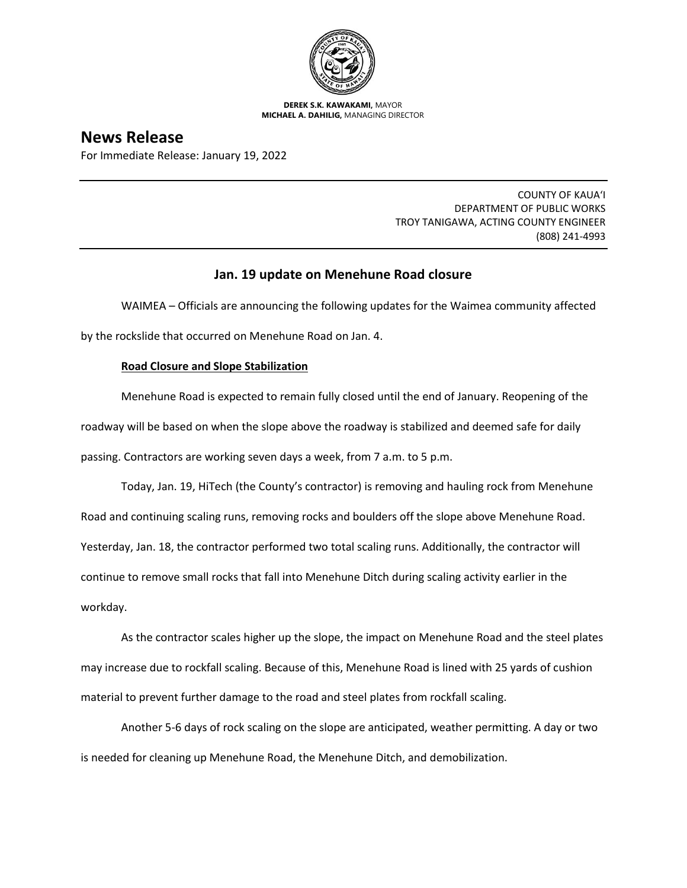**DEREK S.K. KAWAKAMI,** MAYOR
**MICHAEL A. DAHILIG,** MANAGING DIRECTOR

# News Release

For Immediate Release: January 19, 2022

COUNTY OF KAUA'I
DEPARTMENT OF PUBLIC WORKS
TROY TANIGAWA, ACTING COUNTY ENGINEER
(808) 241-4993

## Jan. 19 update on Menehune Road closure

WAIMEA – Officials are announcing the following updates for the Waimea community affected by the rockslide that occurred on Menehune Road on Jan. 4.

**Road Closure and Slope Stabilization**

Menehune Road is expected to remain fully closed until the end of January. Reopening of the roadway will be based on when the slope above the roadway is stabilized and deemed safe for daily passing. Contractors are working seven days a week, from 7 a.m. to 5 p.m.

Today, Jan. 19, HiTech (the County's contractor) is removing and hauling rock from Menehune Road and continuing scaling runs, removing rocks and boulders off the slope above Menehune Road. Yesterday, Jan. 18, the contractor performed two total scaling runs. Additionally, the contractor will continue to remove small rocks that fall into Menehune Ditch during scaling activity earlier in the workday.

As the contractor scales higher up the slope, the impact on Menehune Road and the steel plates may increase due to rockfall scaling. Because of this, Menehune Road is lined with 25 yards of cushion material to prevent further damage to the road and steel plates from rockfall scaling.

Another 5-6 days of rock scaling on the slope are anticipated, weather permitting. A day or two is needed for cleaning up Menehune Road, the Menehune Ditch, and demobilization.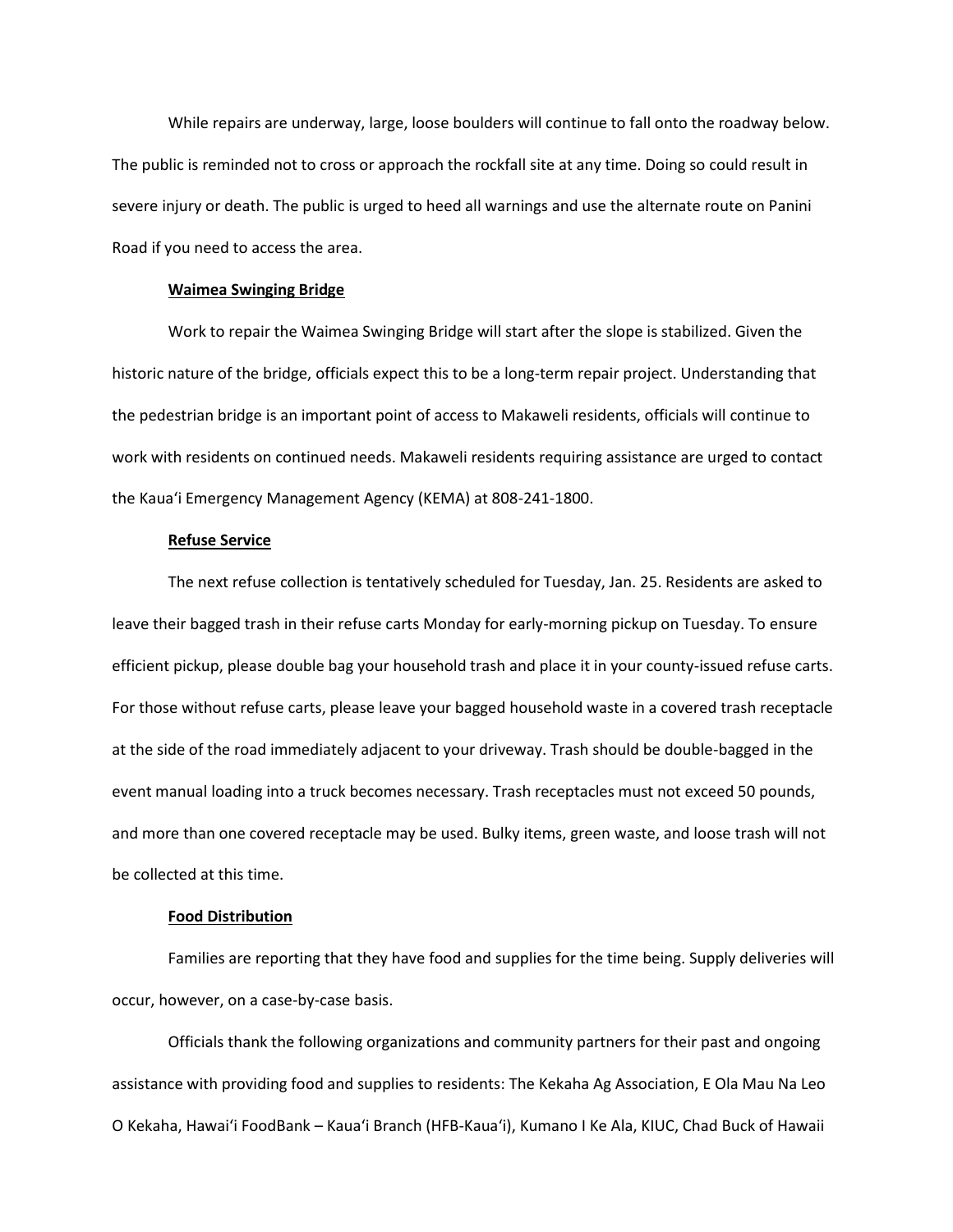While repairs are underway, large, loose boulders will continue to fall onto the roadway below. The public is reminded not to cross or approach the rockfall site at any time. Doing so could result in severe injury or death. The public is urged to heed all warnings and use the alternate route on Panini Road if you need to access the area.

**Waimea Swinging Bridge**

Work to repair the Waimea Swinging Bridge will start after the slope is stabilized. Given the historic nature of the bridge, officials expect this to be a long-term repair project. Understanding that the pedestrian bridge is an important point of access to Makaweli residents, officials will continue to work with residents on continued needs. Makaweli residents requiring assistance are urged to contact the Kaua'i Emergency Management Agency (KEMA) at 808-241-1800.

**Refuse Service**

The next refuse collection is tentatively scheduled for Tuesday, Jan. 25. Residents are asked to leave their bagged trash in their refuse carts Monday for early-morning pickup on Tuesday. To ensure efficient pickup, please double bag your household trash and place it in your county-issued refuse carts. For those without refuse carts, please leave your bagged household waste in a covered trash receptacle at the side of the road immediately adjacent to your driveway. Trash should be double-bagged in the event manual loading into a truck becomes necessary. Trash receptacles must not exceed 50 pounds, and more than one covered receptacle may be used. Bulky items, green waste, and loose trash will not be collected at this time.

**Food Distribution**

Families are reporting that they have food and supplies for the time being. Supply deliveries will occur, however, on a case-by-case basis.

Officials thank the following organizations and community partners for their past and ongoing assistance with providing food and supplies to residents: The Kekaha Ag Association, E Ola Mau Na Leo O Kekaha, Hawai'i FoodBank – Kaua'i Branch (HFB-Kaua'i), Kumano I Ke Ala, KIUC, Chad Buck of Hawaii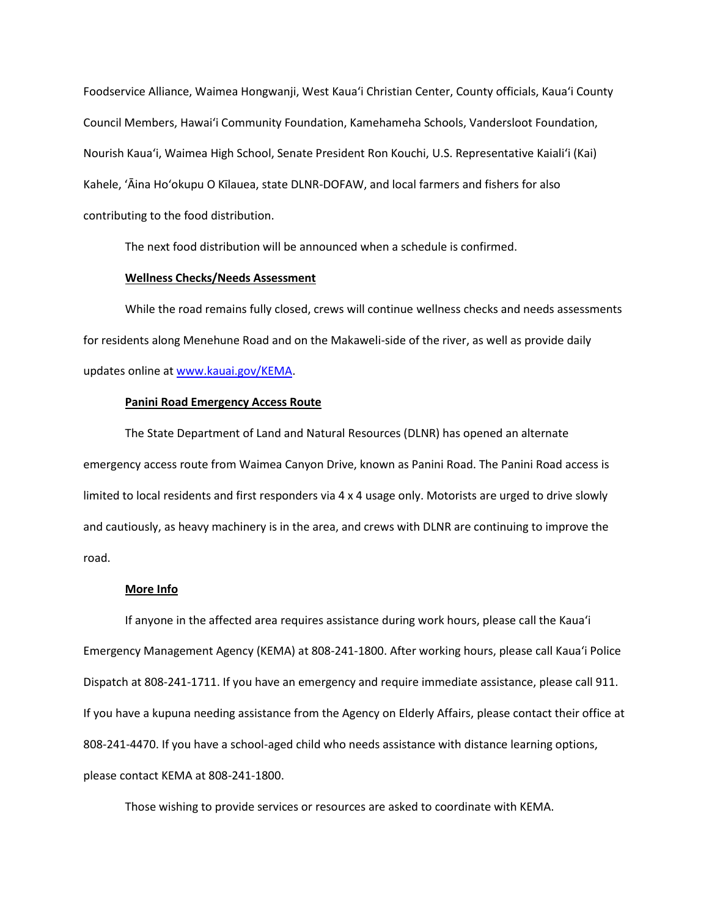Foodservice Alliance, Waimea Hongwanji, West Kauaʻi Christian Center, County officials, Kauaʻi County Council Members, Hawaiʻi Community Foundation, Kamehameha Schools, Vandersloot Foundation, Nourish Kauaʻi, Waimea High School, Senate President Ron Kouchi, U.S. Representative Kaialiʻi (Kai) Kahele, ʻĀina Hoʻokupu O Kīlauea, state DLNR-DOFAW, and local farmers and fishers for also contributing to the food distribution.

The next food distribution will be announced when a schedule is confirmed.

**Wellness Checks/Needs Assessment**

While the road remains fully closed, crews will continue wellness checks and needs assessments for residents along Menehune Road and on the Makaweli-side of the river, as well as provide daily updates online at [www.kauai.gov/KEMA](www.kauai.gov/KEMA).

**Panini Road Emergency Access Route**

The State Department of Land and Natural Resources (DLNR) has opened an alternate emergency access route from Waimea Canyon Drive, known as Panini Road. The Panini Road access is limited to local residents and first responders via 4 x 4 usage only. Motorists are urged to drive slowly and cautiously, as heavy machinery is in the area, and crews with DLNR are continuing to improve the road.

**More Info**

If anyone in the affected area requires assistance during work hours, please call the Kauaʻi Emergency Management Agency (KEMA) at 808-241-1800. After working hours, please call Kauaʻi Police Dispatch at 808-241-1711. If you have an emergency and require immediate assistance, please call 911. If you have a kupuna needing assistance from the Agency on Elderly Affairs, please contact their office at 808-241-4470. If you have a school-aged child who needs assistance with distance learning options, please contact KEMA at 808-241-1800.

Those wishing to provide services or resources are asked to coordinate with KEMA.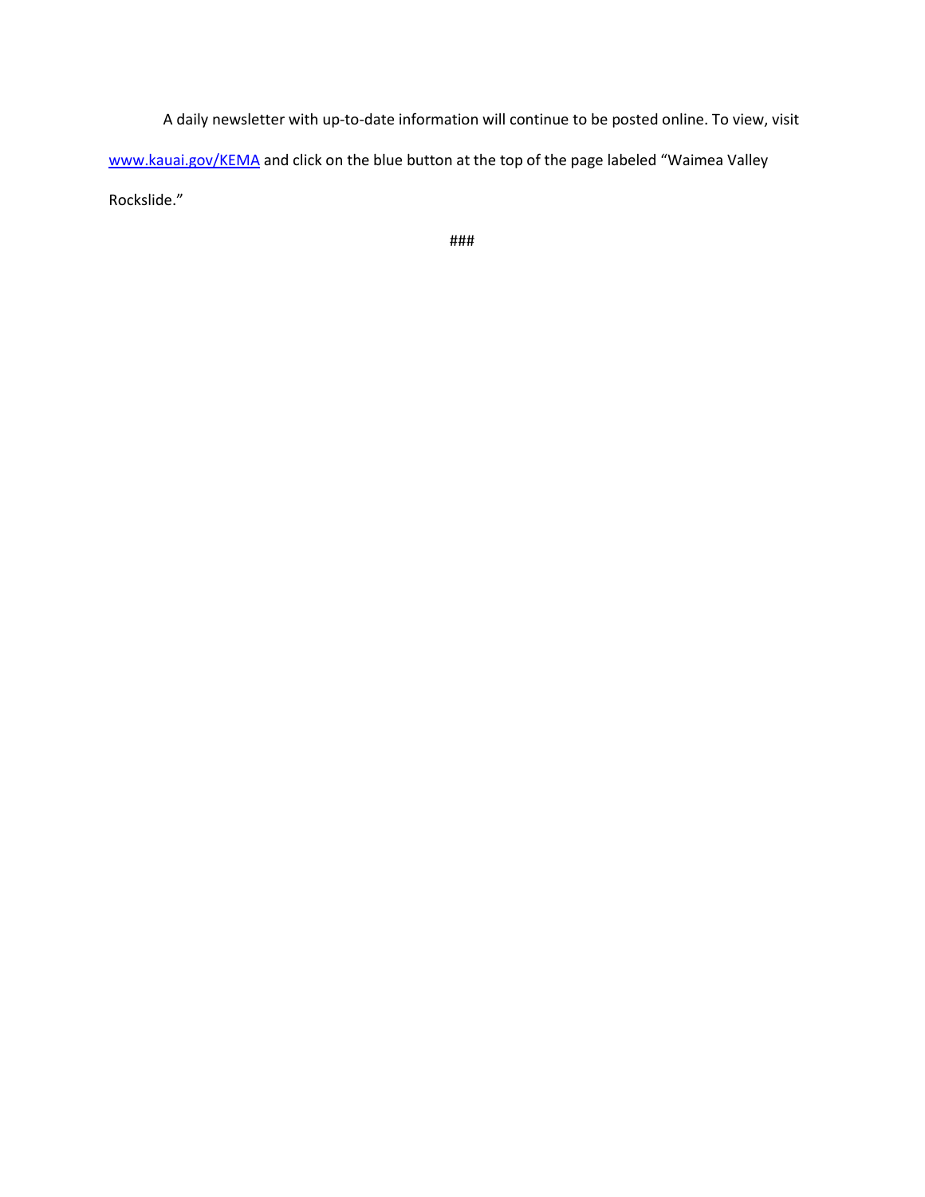A daily newsletter with up-to-date information will continue to be posted online. To view, visit [www.kauai.gov/KEMA](http://www.kauai.gov/KEMA) and click on the blue button at the top of the page labeled "Waimea Valley Rockslide."

###